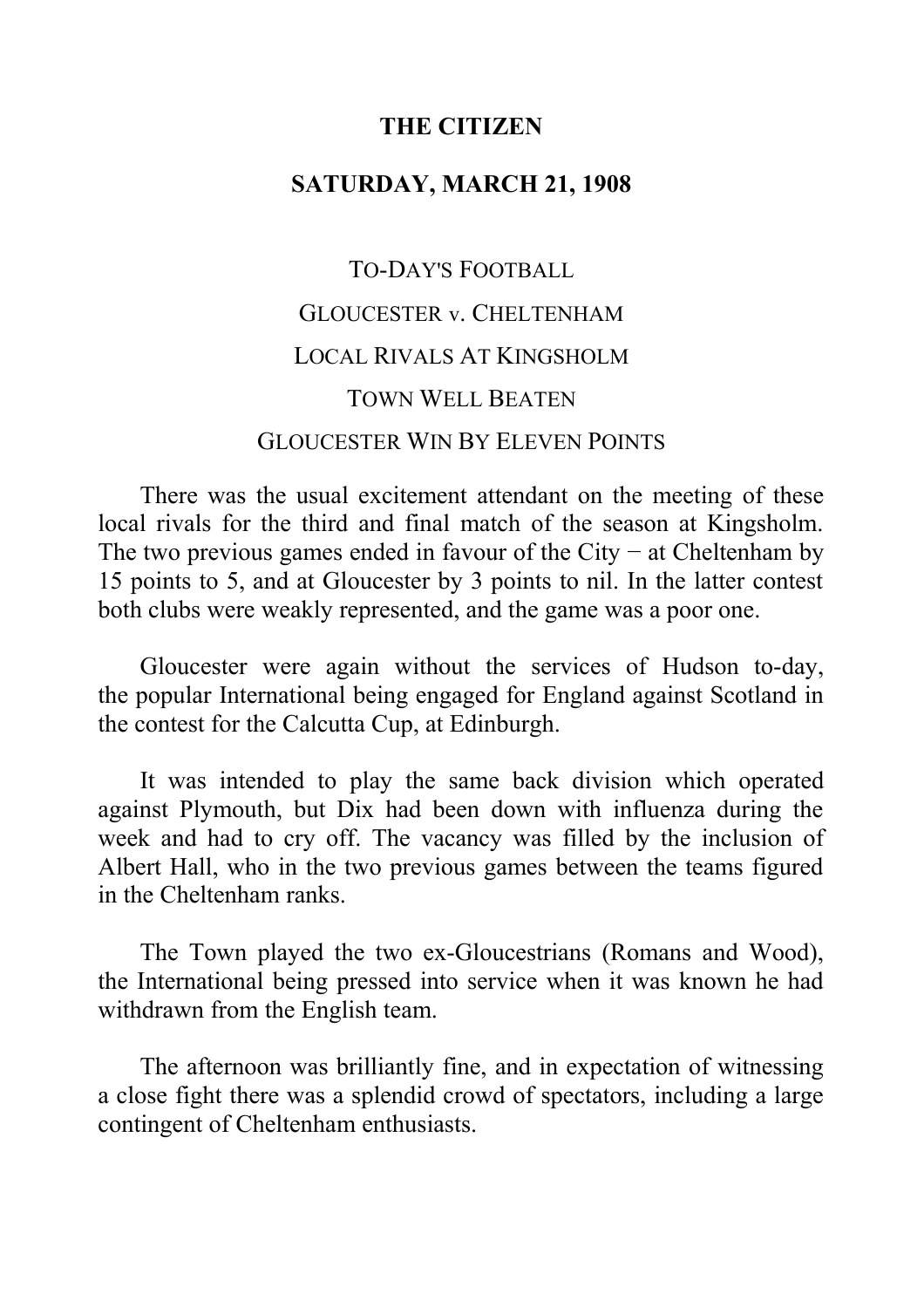**THE CITIZEN**

**SATURDAY, MARCH 21, 1908**

TO-DAY'S FOOTBALL

GLOUCESTER v. CHELTENHAM

LOCAL RIVALS AT KINGSHOLM

TOWN WELL BEATEN

GLOUCESTER WIN BY ELEVEN POINTS

There was the usual excitement attendant on the meeting of these local rivals for the third and final match of the season at Kingsholm. The two previous games ended in favour of the City − at Cheltenham by 15 points to 5, and at Gloucester by 3 points to nil. In the latter contest both clubs were weakly represented, and the game was a poor one.

Gloucester were again without the services of Hudson to-day, the popular International being engaged for England against Scotland in the contest for the Calcutta Cup, at Edinburgh.

It was intended to play the same back division which operated against Plymouth, but Dix had been down with influenza during the week and had to cry off. The vacancy was filled by the inclusion of Albert Hall, who in the two previous games between the teams figured in the Cheltenham ranks.

The Town played the two ex-Gloucestrians (Romans and Wood), the International being pressed into service when it was known he had withdrawn from the English team.

The afternoon was brilliantly fine, and in expectation of witnessing a close fight there was a splendid crowd of spectators, including a large contingent of Cheltenham enthusiasts.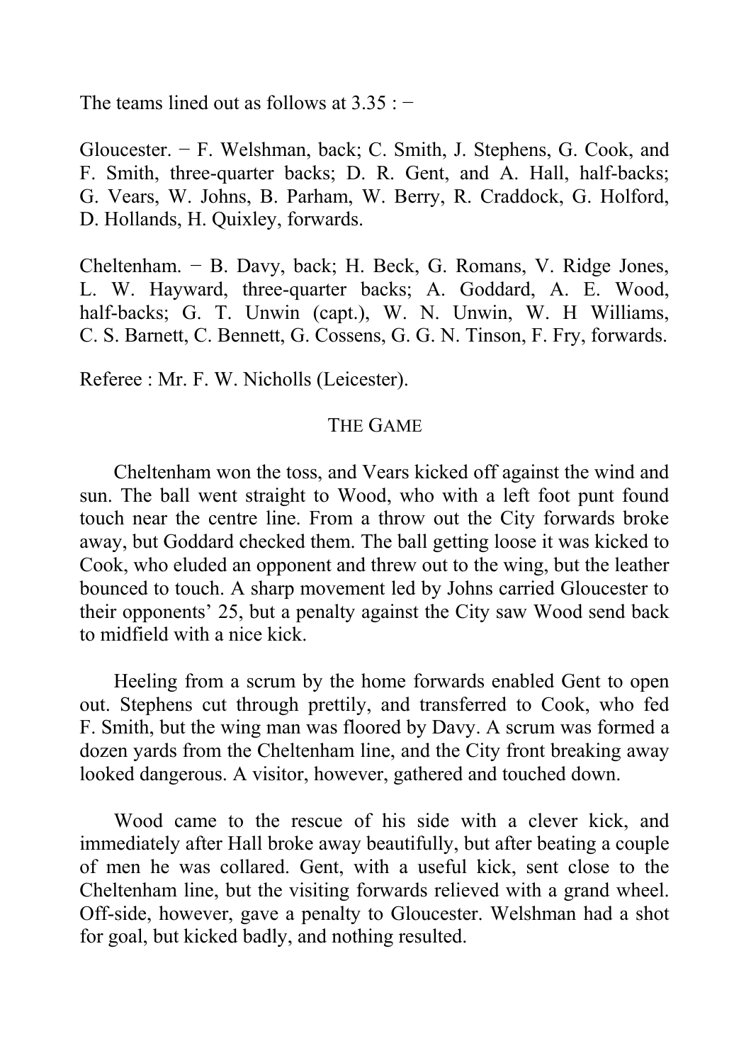The teams lined out as follows at 3.35 : −

Gloucester. − F. Welshman, back; C. Smith, J. Stephens, G. Cook, and F. Smith, three-quarter backs; D. R. Gent, and A. Hall, half-backs; G. Vears, W. Johns, B. Parham, W. Berry, R. Craddock, G. Holford, D. Hollands, H. Quixley, forwards.

Cheltenham. − B. Davy, back; H. Beck, G. Romans, V. Ridge Jones, L. W. Hayward, three-quarter backs; A. Goddard, A. E. Wood, half-backs; G. T. Unwin (capt.), W. N. Unwin, W. H Williams, C. S. Barnett, C. Bennett, G. Cossens, G. G. N. Tinson, F. Fry, forwards.

Referee : Mr. F. W. Nicholls (Leicester).

## THE GAME

Cheltenham won the toss, and Vears kicked off against the wind and sun. The ball went straight to Wood, who with a left foot punt found touch near the centre line. From a throw out the City forwards broke away, but Goddard checked them. The ball getting loose it was kicked to Cook, who eluded an opponent and threw out to the wing, but the leather bounced to touch. A sharp movement led by Johns carried Gloucester to their opponents' 25, but a penalty against the City saw Wood send back to midfield with a nice kick.

Heeling from a scrum by the home forwards enabled Gent to open out. Stephens cut through prettily, and transferred to Cook, who fed F. Smith, but the wing man was floored by Davy. A scrum was formed a dozen yards from the Cheltenham line, and the City front breaking away looked dangerous. A visitor, however, gathered and touched down.

Wood came to the rescue of his side with a clever kick, and immediately after Hall broke away beautifully, but after beating a couple of men he was collared. Gent, with a useful kick, sent close to the Cheltenham line, but the visiting forwards relieved with a grand wheel. Off-side, however, gave a penalty to Gloucester. Welshman had a shot for goal, but kicked badly, and nothing resulted.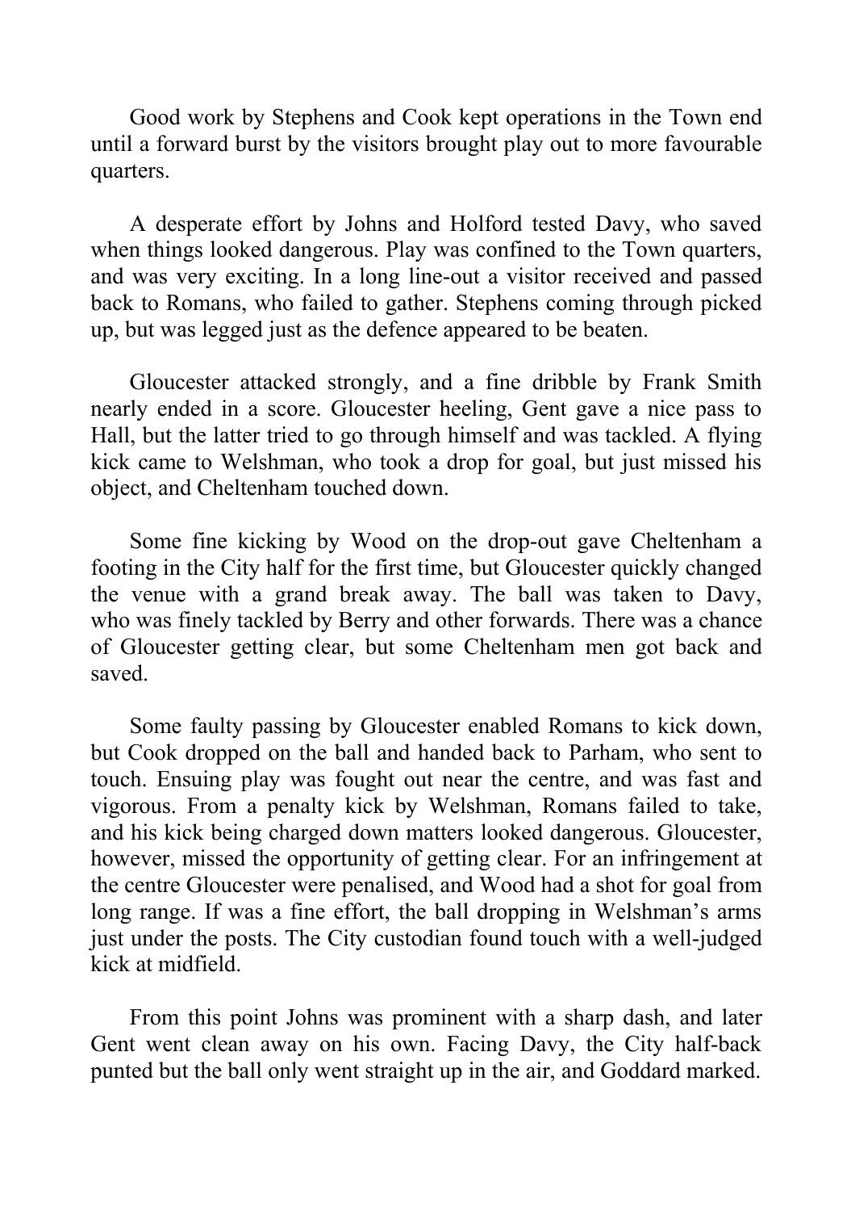Good work by Stephens and Cook kept operations in the Town end until a forward burst by the visitors brought play out to more favourable quarters.

A desperate effort by Johns and Holford tested Davy, who saved when things looked dangerous. Play was confined to the Town quarters, and was very exciting. In a long line-out a visitor received and passed back to Romans, who failed to gather. Stephens coming through picked up, but was legged just as the defence appeared to be beaten.

Gloucester attacked strongly, and a fine dribble by Frank Smith nearly ended in a score. Gloucester heeling, Gent gave a nice pass to Hall, but the latter tried to go through himself and was tackled. A flying kick came to Welshman, who took a drop for goal, but just missed his object, and Cheltenham touched down.

Some fine kicking by Wood on the drop-out gave Cheltenham a footing in the City half for the first time, but Gloucester quickly changed the venue with a grand break away. The ball was taken to Davy, who was finely tackled by Berry and other forwards. There was a chance of Gloucester getting clear, but some Cheltenham men got back and saved.

Some faulty passing by Gloucester enabled Romans to kick down, but Cook dropped on the ball and handed back to Parham, who sent to touch. Ensuing play was fought out near the centre, and was fast and vigorous. From a penalty kick by Welshman, Romans failed to take, and his kick being charged down matters looked dangerous. Gloucester, however, missed the opportunity of getting clear. For an infringement at the centre Gloucester were penalised, and Wood had a shot for goal from long range. If was a fine effort, the ball dropping in Welshman's arms just under the posts. The City custodian found touch with a well-judged kick at midfield.

From this point Johns was prominent with a sharp dash, and later Gent went clean away on his own. Facing Davy, the City half-back punted but the ball only went straight up in the air, and Goddard marked.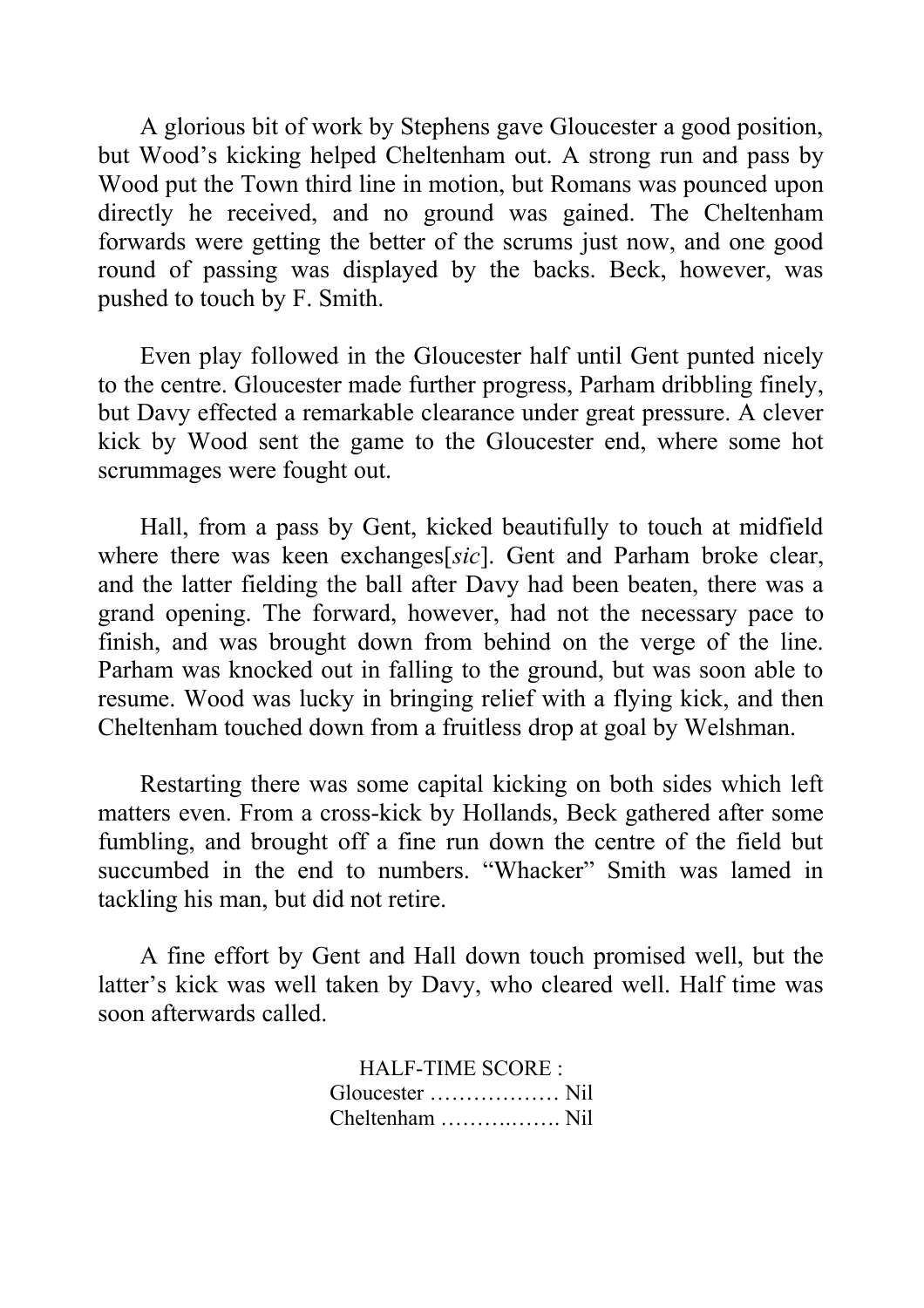A glorious bit of work by Stephens gave Gloucester a good position, but Wood's kicking helped Cheltenham out. A strong run and pass by Wood put the Town third line in motion, but Romans was pounced upon directly he received, and no ground was gained. The Cheltenham forwards were getting the better of the scrums just now, and one good round of passing was displayed by the backs. Beck, however, was pushed to touch by F. Smith.

Even play followed in the Gloucester half until Gent punted nicely to the centre. Gloucester made further progress, Parham dribbling finely, but Davy effected a remarkable clearance under great pressure. A clever kick by Wood sent the game to the Gloucester end, where some hot scrummages were fought out.

Hall, from a pass by Gent, kicked beautifully to touch at midfield where there was keen exchanges[*sic*]. Gent and Parham broke clear, and the latter fielding the ball after Davy had been beaten, there was a grand opening. The forward, however, had not the necessary pace to finish, and was brought down from behind on the verge of the line. Parham was knocked out in falling to the ground, but was soon able to resume. Wood was lucky in bringing relief with a flying kick, and then Cheltenham touched down from a fruitless drop at goal by Welshman.

Restarting there was some capital kicking on both sides which left matters even. From a cross-kick by Hollands, Beck gathered after some fumbling, and brought off a fine run down the centre of the field but succumbed in the end to numbers. "Whacker" Smith was lamed in tackling his man, but did not retire.

A fine effort by Gent and Hall down touch promised well, but the latter's kick was well taken by Davy, who cleared well. Half time was soon afterwards called.

HALF-TIME SCORE :
Gloucester ……………… Nil
Cheltenham ………..……. Nil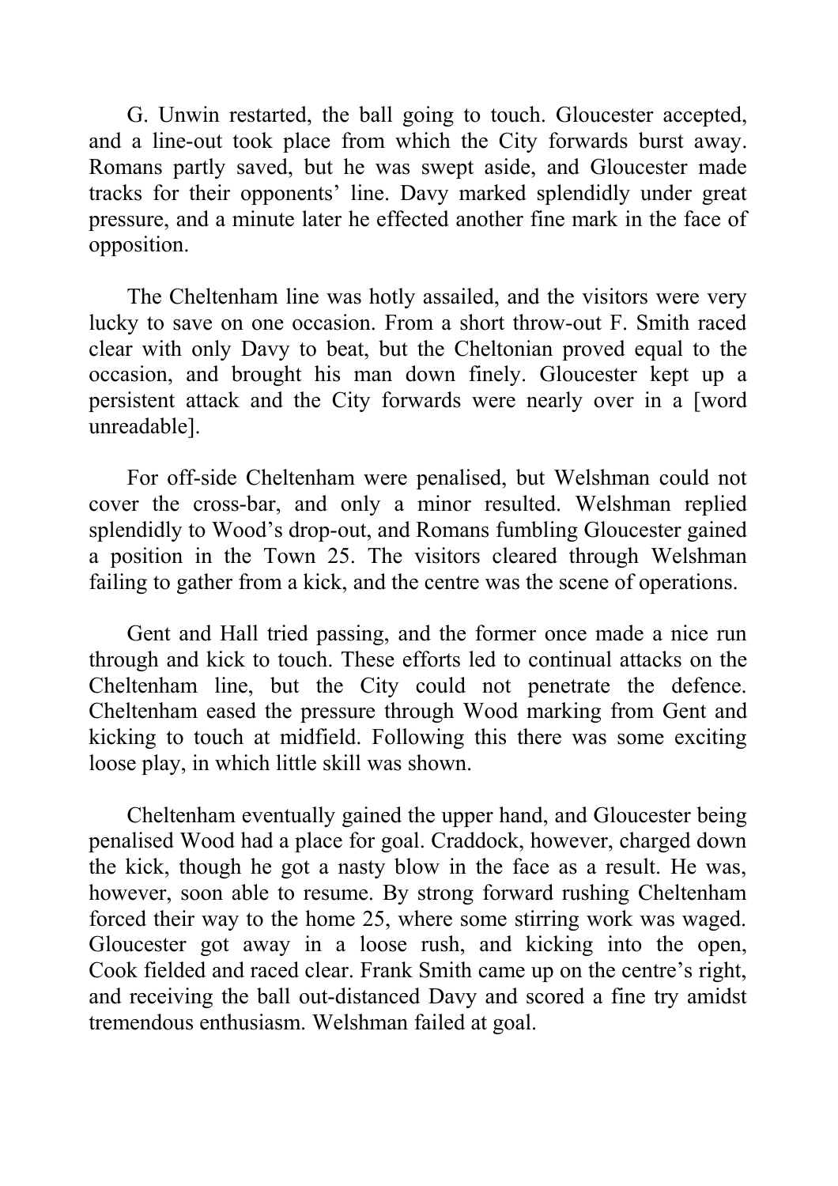G. Unwin restarted, the ball going to touch. Gloucester accepted, and a line-out took place from which the City forwards burst away. Romans partly saved, but he was swept aside, and Gloucester made tracks for their opponents' line. Davy marked splendidly under great pressure, and a minute later he effected another fine mark in the face of opposition.

The Cheltenham line was hotly assailed, and the visitors were very lucky to save on one occasion. From a short throw-out F. Smith raced clear with only Davy to beat, but the Cheltonian proved equal to the occasion, and brought his man down finely. Gloucester kept up a persistent attack and the City forwards were nearly over in a [word unreadable].

For off-side Cheltenham were penalised, but Welshman could not cover the cross-bar, and only a minor resulted. Welshman replied splendidly to Wood's drop-out, and Romans fumbling Gloucester gained a position in the Town 25. The visitors cleared through Welshman failing to gather from a kick, and the centre was the scene of operations.

Gent and Hall tried passing, and the former once made a nice run through and kick to touch. These efforts led to continual attacks on the Cheltenham line, but the City could not penetrate the defence. Cheltenham eased the pressure through Wood marking from Gent and kicking to touch at midfield. Following this there was some exciting loose play, in which little skill was shown.

Cheltenham eventually gained the upper hand, and Gloucester being penalised Wood had a place for goal. Craddock, however, charged down the kick, though he got a nasty blow in the face as a result. He was, however, soon able to resume. By strong forward rushing Cheltenham forced their way to the home 25, where some stirring work was waged. Gloucester got away in a loose rush, and kicking into the open, Cook fielded and raced clear. Frank Smith came up on the centre's right, and receiving the ball out-distanced Davy and scored a fine try amidst tremendous enthusiasm. Welshman failed at goal.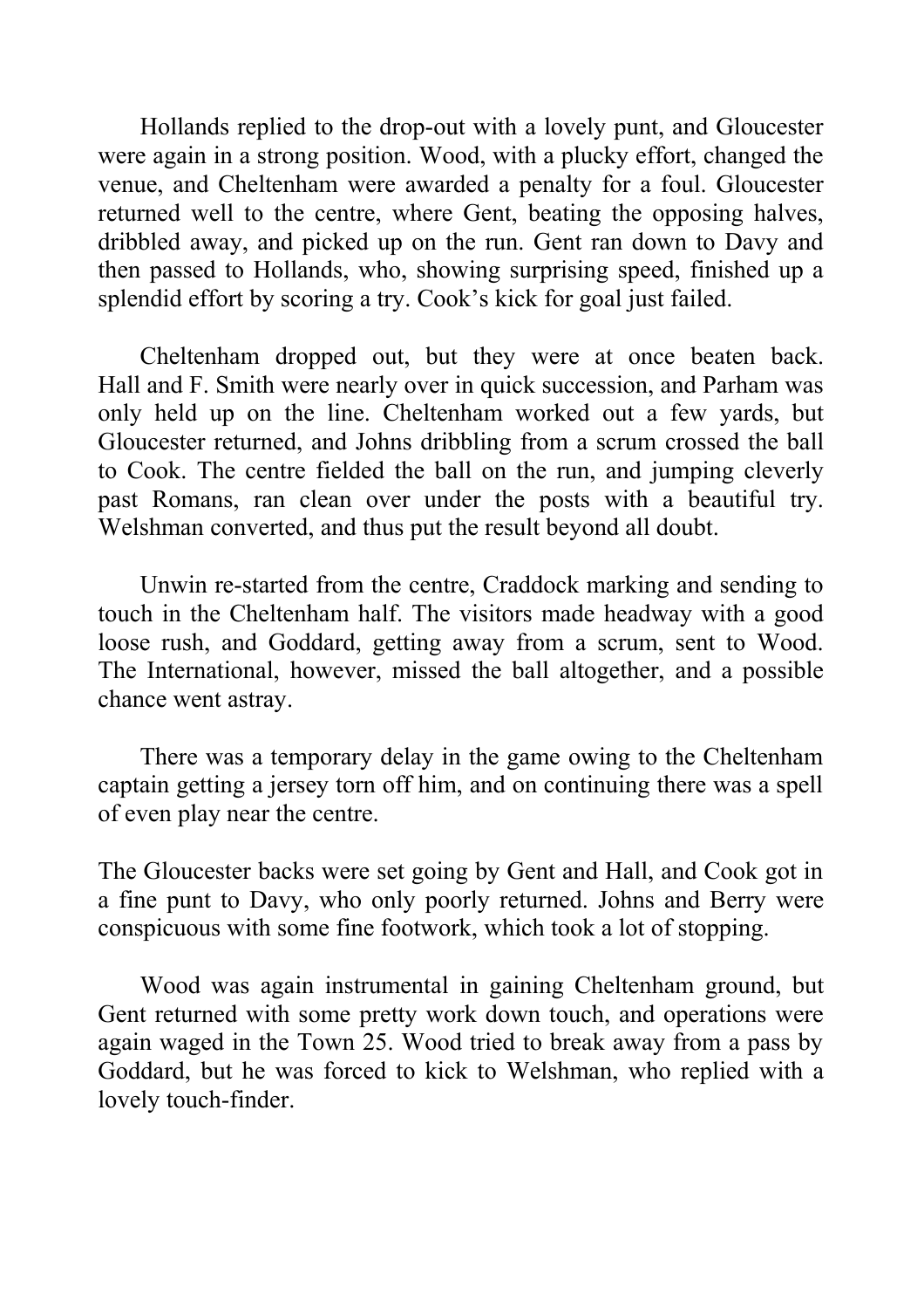Hollands replied to the drop-out with a lovely punt, and Gloucester were again in a strong position. Wood, with a plucky effort, changed the venue, and Cheltenham were awarded a penalty for a foul. Gloucester returned well to the centre, where Gent, beating the opposing halves, dribbled away, and picked up on the run. Gent ran down to Davy and then passed to Hollands, who, showing surprising speed, finished up a splendid effort by scoring a try. Cook's kick for goal just failed.

Cheltenham dropped out, but they were at once beaten back. Hall and F. Smith were nearly over in quick succession, and Parham was only held up on the line. Cheltenham worked out a few yards, but Gloucester returned, and Johns dribbling from a scrum crossed the ball to Cook. The centre fielded the ball on the run, and jumping cleverly past Romans, ran clean over under the posts with a beautiful try. Welshman converted, and thus put the result beyond all doubt.

Unwin re-started from the centre, Craddock marking and sending to touch in the Cheltenham half. The visitors made headway with a good loose rush, and Goddard, getting away from a scrum, sent to Wood. The International, however, missed the ball altogether, and a possible chance went astray.

There was a temporary delay in the game owing to the Cheltenham captain getting a jersey torn off him, and on continuing there was a spell of even play near the centre.

The Gloucester backs were set going by Gent and Hall, and Cook got in a fine punt to Davy, who only poorly returned. Johns and Berry were conspicuous with some fine footwork, which took a lot of stopping.

Wood was again instrumental in gaining Cheltenham ground, but Gent returned with some pretty work down touch, and operations were again waged in the Town 25. Wood tried to break away from a pass by Goddard, but he was forced to kick to Welshman, who replied with a lovely touch-finder.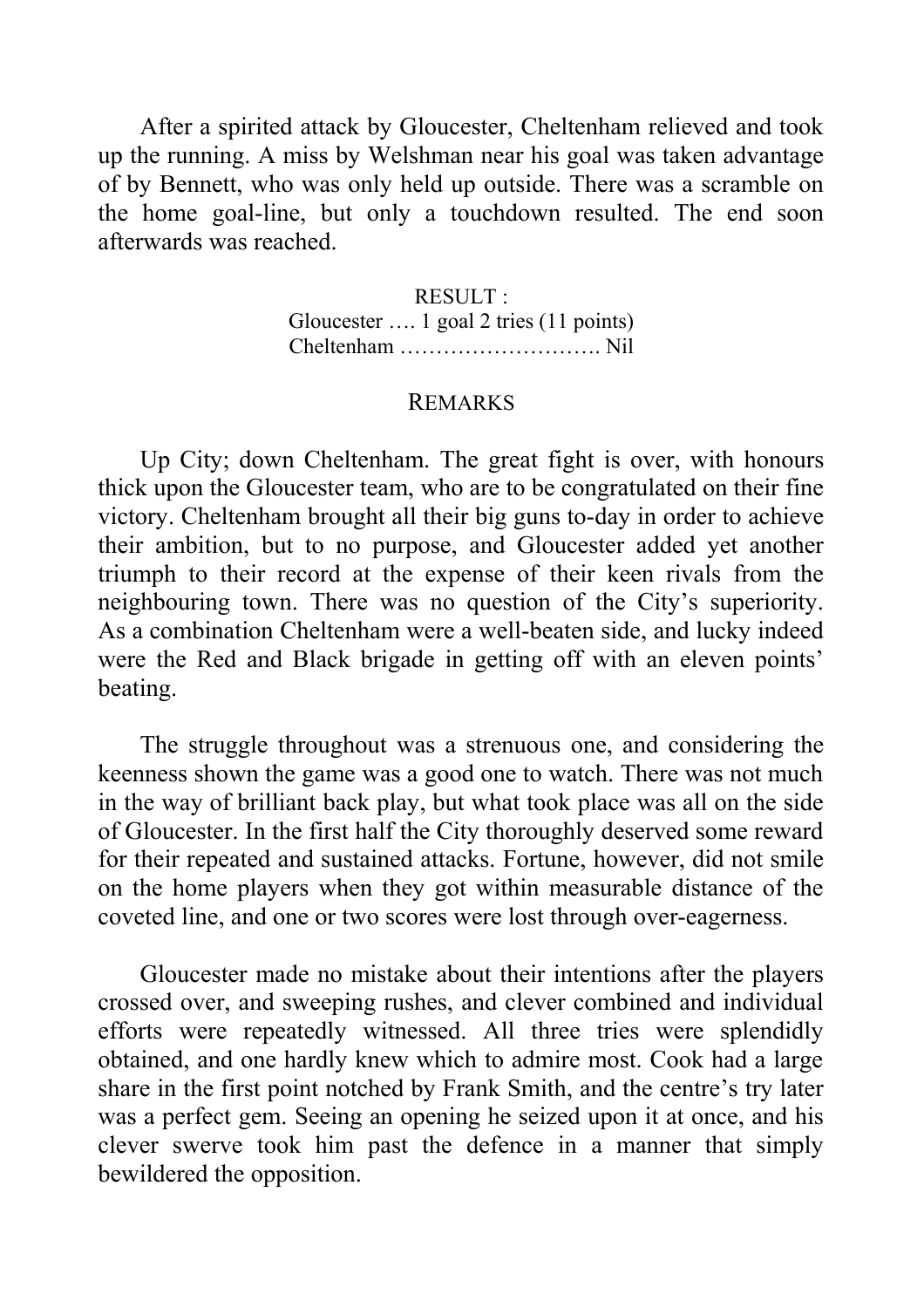After a spirited attack by Gloucester, Cheltenham relieved and took up the running. A miss by Welshman near his goal was taken advantage of by Bennett, who was only held up outside. There was a scramble on the home goal-line, but only a touchdown resulted. The end soon afterwards was reached.

RESULT :
Gloucester …. 1 goal 2 tries (11 points)
Cheltenham ………………………. Nil

## REMARKS

Up City; down Cheltenham. The great fight is over, with honours thick upon the Gloucester team, who are to be congratulated on their fine victory. Cheltenham brought all their big guns to-day in order to achieve their ambition, but to no purpose, and Gloucester added yet another triumph to their record at the expense of their keen rivals from the neighbouring town. There was no question of the City's superiority. As a combination Cheltenham were a well-beaten side, and lucky indeed were the Red and Black brigade in getting off with an eleven points' beating.

The struggle throughout was a strenuous one, and considering the keenness shown the game was a good one to watch. There was not much in the way of brilliant back play, but what took place was all on the side of Gloucester. In the first half the City thoroughly deserved some reward for their repeated and sustained attacks. Fortune, however, did not smile on the home players when they got within measurable distance of the coveted line, and one or two scores were lost through over-eagerness.

Gloucester made no mistake about their intentions after the players crossed over, and sweeping rushes, and clever combined and individual efforts were repeatedly witnessed. All three tries were splendidly obtained, and one hardly knew which to admire most. Cook had a large share in the first point notched by Frank Smith, and the centre's try later was a perfect gem. Seeing an opening he seized upon it at once, and his clever swerve took him past the defence in a manner that simply bewildered the opposition.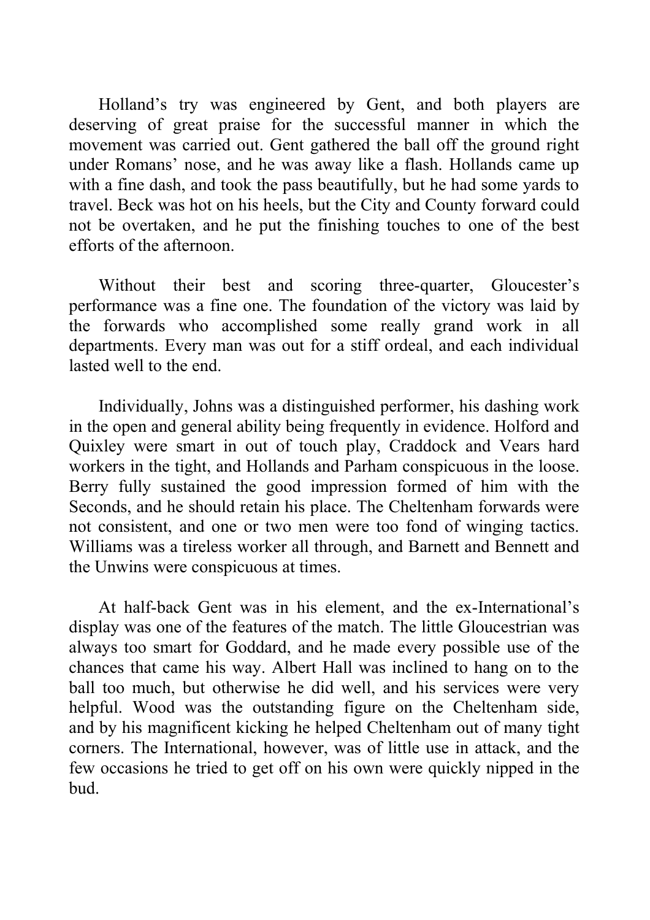Holland's try was engineered by Gent, and both players are deserving of great praise for the successful manner in which the movement was carried out. Gent gathered the ball off the ground right under Romans' nose, and he was away like a flash. Hollands came up with a fine dash, and took the pass beautifully, but he had some yards to travel. Beck was hot on his heels, but the City and County forward could not be overtaken, and he put the finishing touches to one of the best efforts of the afternoon.

Without their best and scoring three-quarter, Gloucester's performance was a fine one. The foundation of the victory was laid by the forwards who accomplished some really grand work in all departments. Every man was out for a stiff ordeal, and each individual lasted well to the end.

Individually, Johns was a distinguished performer, his dashing work in the open and general ability being frequently in evidence. Holford and Quixley were smart in out of touch play, Craddock and Vears hard workers in the tight, and Hollands and Parham conspicuous in the loose. Berry fully sustained the good impression formed of him with the Seconds, and he should retain his place. The Cheltenham forwards were not consistent, and one or two men were too fond of winging tactics. Williams was a tireless worker all through, and Barnett and Bennett and the Unwins were conspicuous at times.

At half-back Gent was in his element, and the ex-International's display was one of the features of the match. The little Gloucestrian was always too smart for Goddard, and he made every possible use of the chances that came his way. Albert Hall was inclined to hang on to the ball too much, but otherwise he did well, and his services were very helpful. Wood was the outstanding figure on the Cheltenham side, and by his magnificent kicking he helped Cheltenham out of many tight corners. The International, however, was of little use in attack, and the few occasions he tried to get off on his own were quickly nipped in the bud.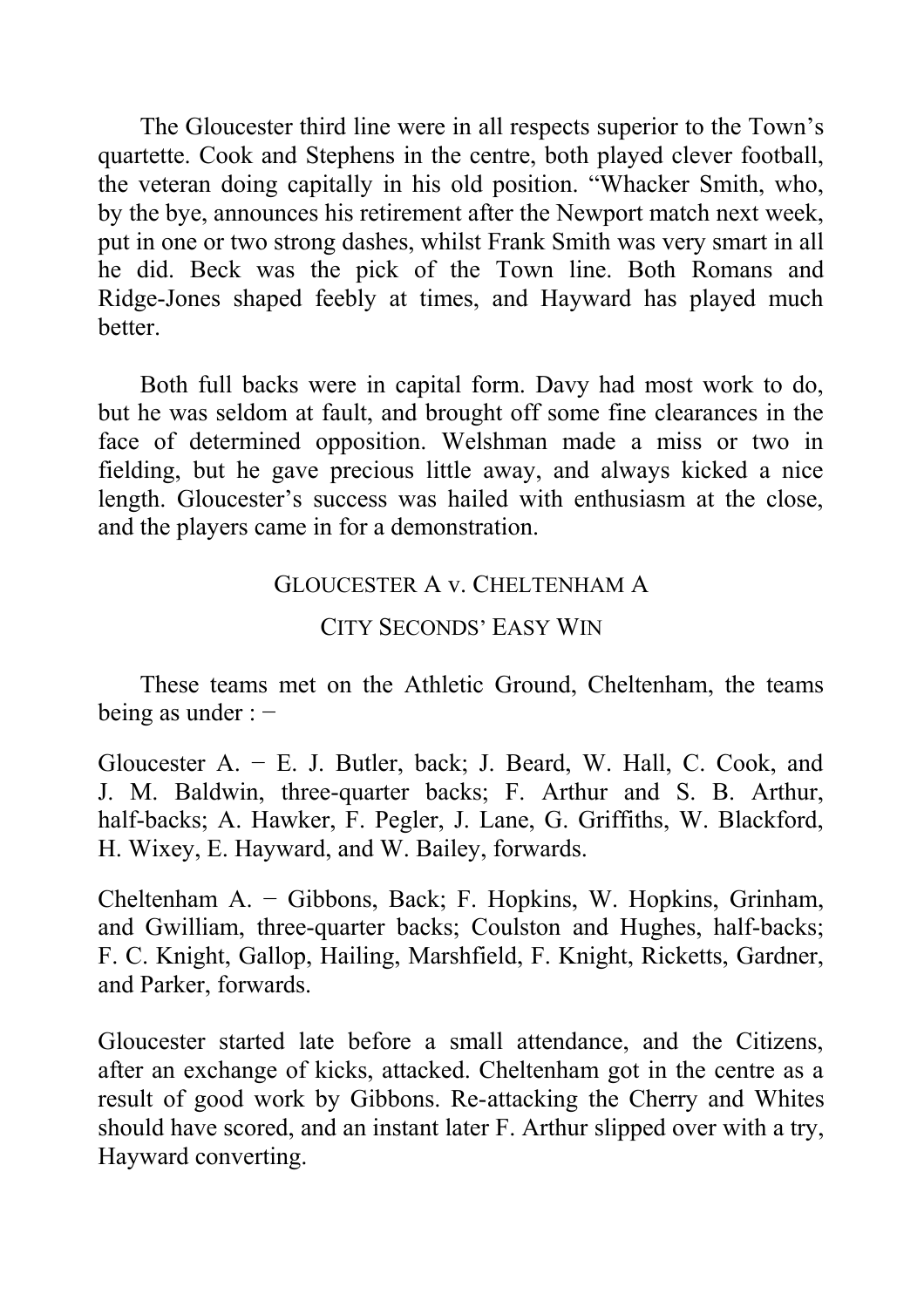The Gloucester third line were in all respects superior to the Town's quartette. Cook and Stephens in the centre, both played clever football, the veteran doing capitally in his old position. "Whacker Smith, who, by the bye, announces his retirement after the Newport match next week, put in one or two strong dashes, whilst Frank Smith was very smart in all he did. Beck was the pick of the Town line. Both Romans and Ridge-Jones shaped feebly at times, and Hayward has played much better.

Both full backs were in capital form. Davy had most work to do, but he was seldom at fault, and brought off some fine clearances in the face of determined opposition. Welshman made a miss or two in fielding, but he gave precious little away, and always kicked a nice length. Gloucester's success was hailed with enthusiasm at the close, and the players came in for a demonstration.

## GLOUCESTER A v. CHELTENHAM A

### CITY SECONDS' EASY WIN

These teams met on the Athletic Ground, Cheltenham, the teams being as under : −

Gloucester A. − E. J. Butler, back; J. Beard, W. Hall, C. Cook, and J. M. Baldwin, three-quarter backs; F. Arthur and S. B. Arthur, half-backs; A. Hawker, F. Pegler, J. Lane, G. Griffiths, W. Blackford, H. Wixey, E. Hayward, and W. Bailey, forwards.

Cheltenham A. − Gibbons, Back; F. Hopkins, W. Hopkins, Grinham, and Gwilliam, three-quarter backs; Coulston and Hughes, half-backs; F. C. Knight, Gallop, Hailing, Marshfield, F. Knight, Ricketts, Gardner, and Parker, forwards.

Gloucester started late before a small attendance, and the Citizens, after an exchange of kicks, attacked. Cheltenham got in the centre as a result of good work by Gibbons. Re-attacking the Cherry and Whites should have scored, and an instant later F. Arthur slipped over with a try, Hayward converting.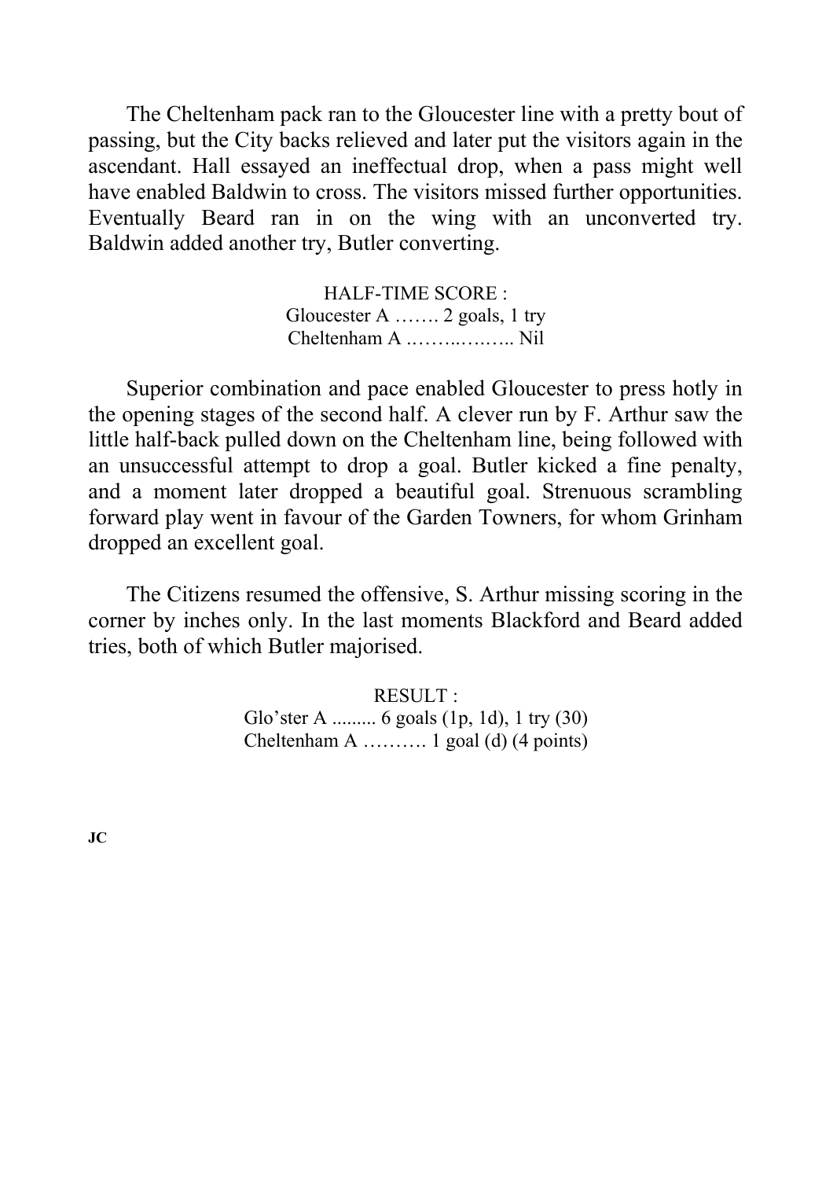The Cheltenham pack ran to the Gloucester line with a pretty bout of passing, but the City backs relieved and later put the visitors again in the ascendant. Hall essayed an ineffectual drop, when a pass might well have enabled Baldwin to cross. The visitors missed further opportunities. Eventually Beard ran in on the wing with an unconverted try. Baldwin added another try, Butler converting.

HALF-TIME SCORE :
Gloucester A ……. 2 goals, 1 try
Cheltenham A .……..…….. Nil

Superior combination and pace enabled Gloucester to press hotly in the opening stages of the second half. A clever run by F. Arthur saw the little half-back pulled down on the Cheltenham line, being followed with an unsuccessful attempt to drop a goal. Butler kicked a fine penalty, and a moment later dropped a beautiful goal. Strenuous scrambling forward play went in favour of the Garden Towners, for whom Grinham dropped an excellent goal.

The Citizens resumed the offensive, S. Arthur missing scoring in the corner by inches only. In the last moments Blackford and Beard added tries, both of which Butler majorised.

RESULT :
Glo'ster A ......... 6 goals (1p, 1d), 1 try (30)
Cheltenham A ………. 1 goal (d) (4 points)

**JC**